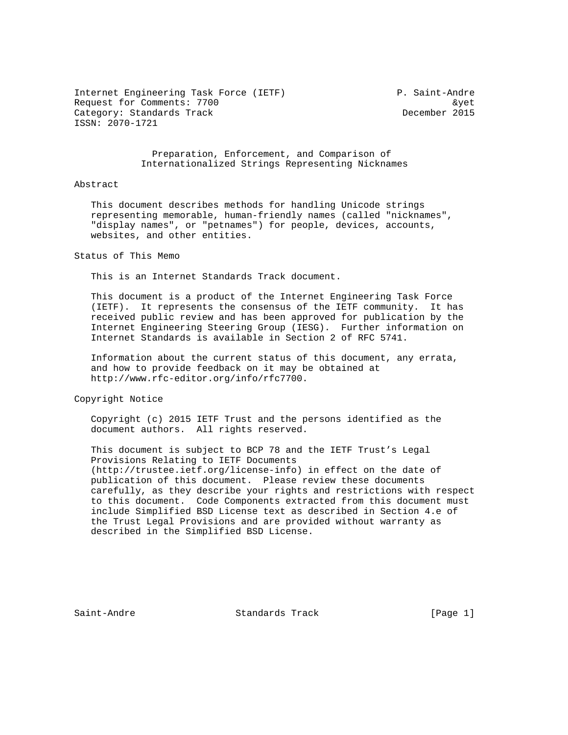Internet Engineering Task Force (IETF) P. Saint-Andre
Request for Comments: 7700 &yet
Category: Standards Track December 2015
ISSN: 2070-1721

# Preparation, Enforcement, and Comparison of Internationalized Strings Representing Nicknames

## Abstract

This document describes methods for handling Unicode strings representing memorable, human-friendly names (called "nicknames", "display names", or "petnames") for people, devices, accounts, websites, and other entities.

## Status of This Memo

This is an Internet Standards Track document.

This document is a product of the Internet Engineering Task Force (IETF). It represents the consensus of the IETF community. It has received public review and has been approved for publication by the Internet Engineering Steering Group (IESG). Further information on Internet Standards is available in Section 2 of RFC 5741.

Information about the current status of this document, any errata, and how to provide feedback on it may be obtained at http://www.rfc-editor.org/info/rfc7700.

## Copyright Notice

Copyright (c) 2015 IETF Trust and the persons identified as the document authors. All rights reserved.

This document is subject to BCP 78 and the IETF Trust's Legal Provisions Relating to IETF Documents (http://trustee.ietf.org/license-info) in effect on the date of publication of this document. Please review these documents carefully, as they describe your rights and restrictions with respect to this document. Code Components extracted from this document must include Simplified BSD License text as described in Section 4.e of the Trust Legal Provisions and are provided without warranty as described in the Simplified BSD License.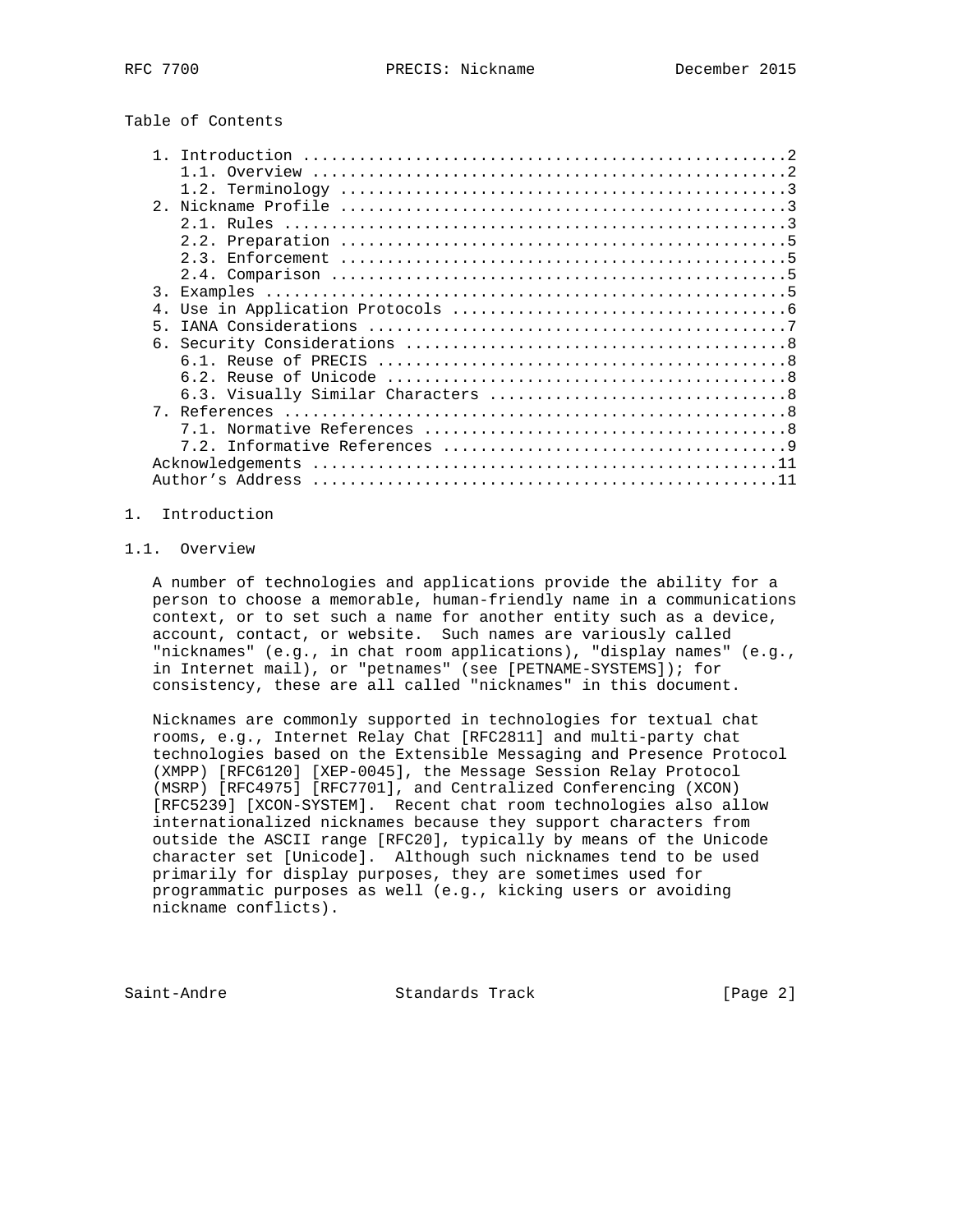Table of Contents

```
   1. Introduction ....................................................2
      1.1. Overview ...................................................2
      1.2. Terminology ................................................3
   2. Nickname Profile ................................................3
      2.1. Rules ......................................................3
      2.2. Preparation ................................................5
      2.3. Enforcement ................................................5
      2.4. Comparison .................................................5
   3. Examples ........................................................5
   4. Use in Application Protocols ....................................6
   5. IANA Considerations .............................................7
   6. Security Considerations .........................................8
      6.1. Reuse of PRECIS ............................................8
      6.2. Reuse of Unicode ...........................................8
      6.3. Visually Similar Characters ................................8
   7. References ......................................................8
      7.1. Normative References .......................................8
      7.2. Informative References .....................................9
   Acknowledgements ..................................................11
   Author's Address ..................................................11
```

# 1. Introduction

## 1.1. Overview

A number of technologies and applications provide the ability for a person to choose a memorable, human-friendly name in a communications context, or to set such a name for another entity such as a device, account, contact, or website. Such names are variously called "nicknames" (e.g., in chat room applications), "display names" (e.g., in Internet mail), or "petnames" (see [PETNAME-SYSTEMS]); for consistency, these are all called "nicknames" in this document.

Nicknames are commonly supported in technologies for textual chat rooms, e.g., Internet Relay Chat [RFC2811] and multi-party chat technologies based on the Extensible Messaging and Presence Protocol (XMPP) [RFC6120] [XEP-0045], the Message Session Relay Protocol (MSRP) [RFC4975] [RFC7701], and Centralized Conferencing (XCON) [RFC5239] [XCON-SYSTEM]. Recent chat room technologies also allow internationalized nicknames because they support characters from outside the ASCII range [RFC20], typically by means of the Unicode character set [Unicode]. Although such nicknames tend to be used primarily for display purposes, they are sometimes used for programmatic purposes as well (e.g., kicking users or avoiding nickname conflicts).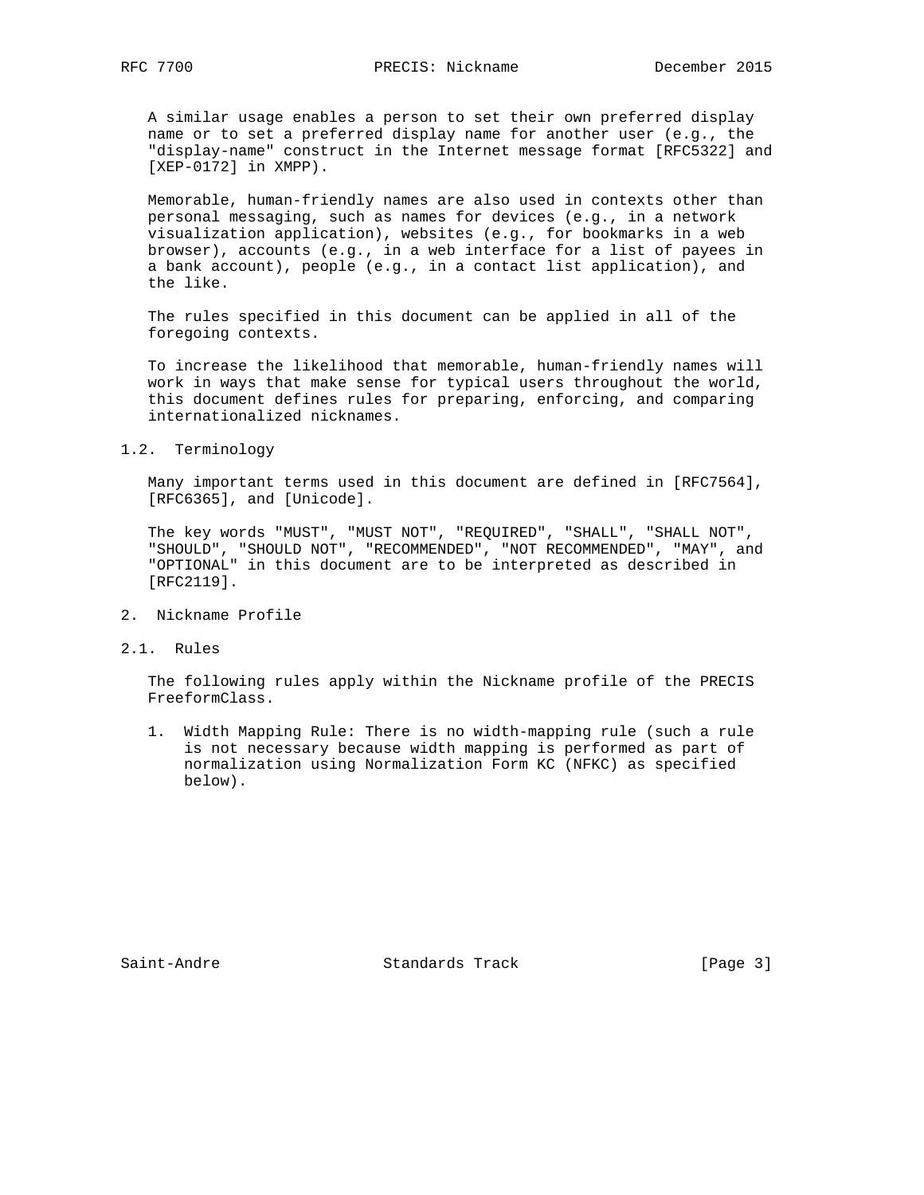A similar usage enables a person to set their own preferred display name or to set a preferred display name for another user (e.g., the "display-name" construct in the Internet message format [RFC5322] and [XEP-0172] in XMPP).

Memorable, human-friendly names are also used in contexts other than personal messaging, such as names for devices (e.g., in a network visualization application), websites (e.g., for bookmarks in a web browser), accounts (e.g., in a web interface for a list of payees in a bank account), people (e.g., in a contact list application), and the like.

The rules specified in this document can be applied in all of the foregoing contexts.

To increase the likelihood that memorable, human-friendly names will work in ways that make sense for typical users throughout the world, this document defines rules for preparing, enforcing, and comparing internationalized nicknames.

### 1.2. Terminology

Many important terms used in this document are defined in [RFC7564], [RFC6365], and [Unicode].

The key words "MUST", "MUST NOT", "REQUIRED", "SHALL", "SHALL NOT", "SHOULD", "SHOULD NOT", "RECOMMENDED", "NOT RECOMMENDED", "MAY", and "OPTIONAL" in this document are to be interpreted as described in [RFC2119].

## 2. Nickname Profile

### 2.1. Rules

The following rules apply within the Nickname profile of the PRECIS FreeformClass.

1. Width Mapping Rule: There is no width-mapping rule (such a rule is not necessary because width mapping is performed as part of normalization using Normalization Form KC (NFKC) as specified below).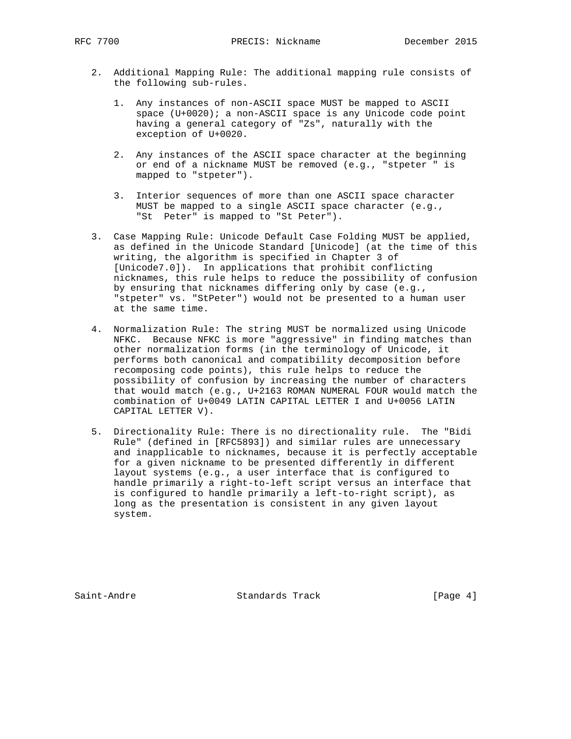2. Additional Mapping Rule: The additional mapping rule consists of the following sub-rules.

   1. Any instances of non-ASCII space MUST be mapped to ASCII space (U+0020); a non-ASCII space is any Unicode code point having a general category of "Zs", naturally with the exception of U+0020.

   2. Any instances of the ASCII space character at the beginning or end of a nickname MUST be removed (e.g., "stpeter " is mapped to "stpeter").

   3. Interior sequences of more than one ASCII space character MUST be mapped to a single ASCII space character (e.g., "St  Peter" is mapped to "St Peter").

3. Case Mapping Rule: Unicode Default Case Folding MUST be applied, as defined in the Unicode Standard [Unicode] (at the time of this writing, the algorithm is specified in Chapter 3 of [Unicode7.0]). In applications that prohibit conflicting nicknames, this rule helps to reduce the possibility of confusion by ensuring that nicknames differing only by case (e.g., "stpeter" vs. "StPeter") would not be presented to a human user at the same time.

4. Normalization Rule: The string MUST be normalized using Unicode NFKC. Because NFKC is more "aggressive" in finding matches than other normalization forms (in the terminology of Unicode, it performs both canonical and compatibility decomposition before recomposing code points), this rule helps to reduce the possibility of confusion by increasing the number of characters that would match (e.g., U+2163 ROMAN NUMERAL FOUR would match the combination of U+0049 LATIN CAPITAL LETTER I and U+0056 LATIN CAPITAL LETTER V).

5. Directionality Rule: There is no directionality rule. The "Bidi Rule" (defined in [RFC5893]) and similar rules are unnecessary and inapplicable to nicknames, because it is perfectly acceptable for a given nickname to be presented differently in different layout systems (e.g., a user interface that is configured to handle primarily a right-to-left script versus an interface that is configured to handle primarily a left-to-right script), as long as the presentation is consistent in any given layout system.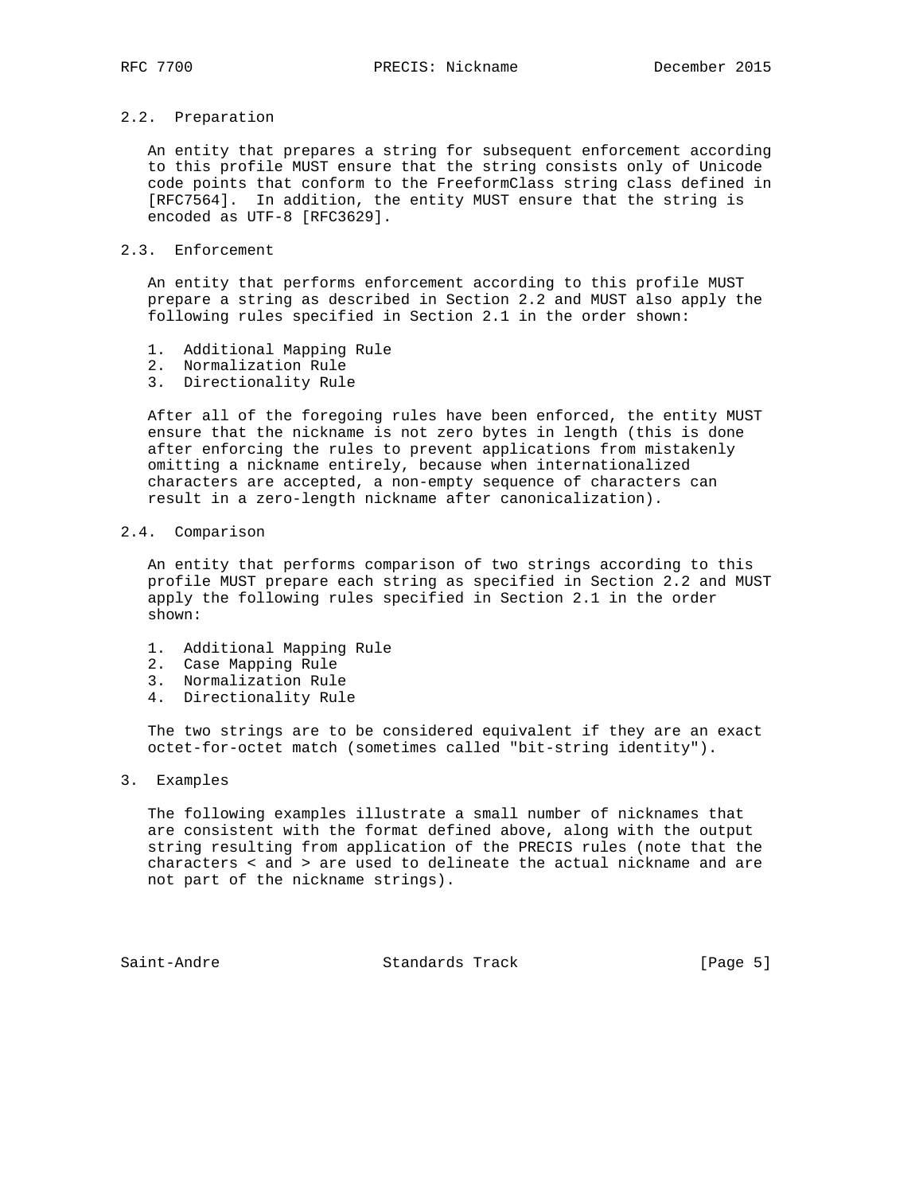### 2.2. Preparation

An entity that prepares a string for subsequent enforcement according to this profile MUST ensure that the string consists only of Unicode code points that conform to the FreeformClass string class defined in [RFC7564]. In addition, the entity MUST ensure that the string is encoded as UTF-8 [RFC3629].

### 2.3. Enforcement

An entity that performs enforcement according to this profile MUST prepare a string as described in Section 2.2 and MUST also apply the following rules specified in Section 2.1 in the order shown:

1. Additional Mapping Rule
2. Normalization Rule
3. Directionality Rule

After all of the foregoing rules have been enforced, the entity MUST ensure that the nickname is not zero bytes in length (this is done after enforcing the rules to prevent applications from mistakenly omitting a nickname entirely, because when internationalized characters are accepted, a non-empty sequence of characters can result in a zero-length nickname after canonicalization).

### 2.4. Comparison

An entity that performs comparison of two strings according to this profile MUST prepare each string as specified in Section 2.2 and MUST apply the following rules specified in Section 2.1 in the order shown:

1. Additional Mapping Rule
2. Case Mapping Rule
3. Normalization Rule
4. Directionality Rule

The two strings are to be considered equivalent if they are an exact octet-for-octet match (sometimes called "bit-string identity").

## 3. Examples

The following examples illustrate a small number of nicknames that are consistent with the format defined above, along with the output string resulting from application of the PRECIS rules (note that the characters < and > are used to delineate the actual nickname and are not part of the nickname strings).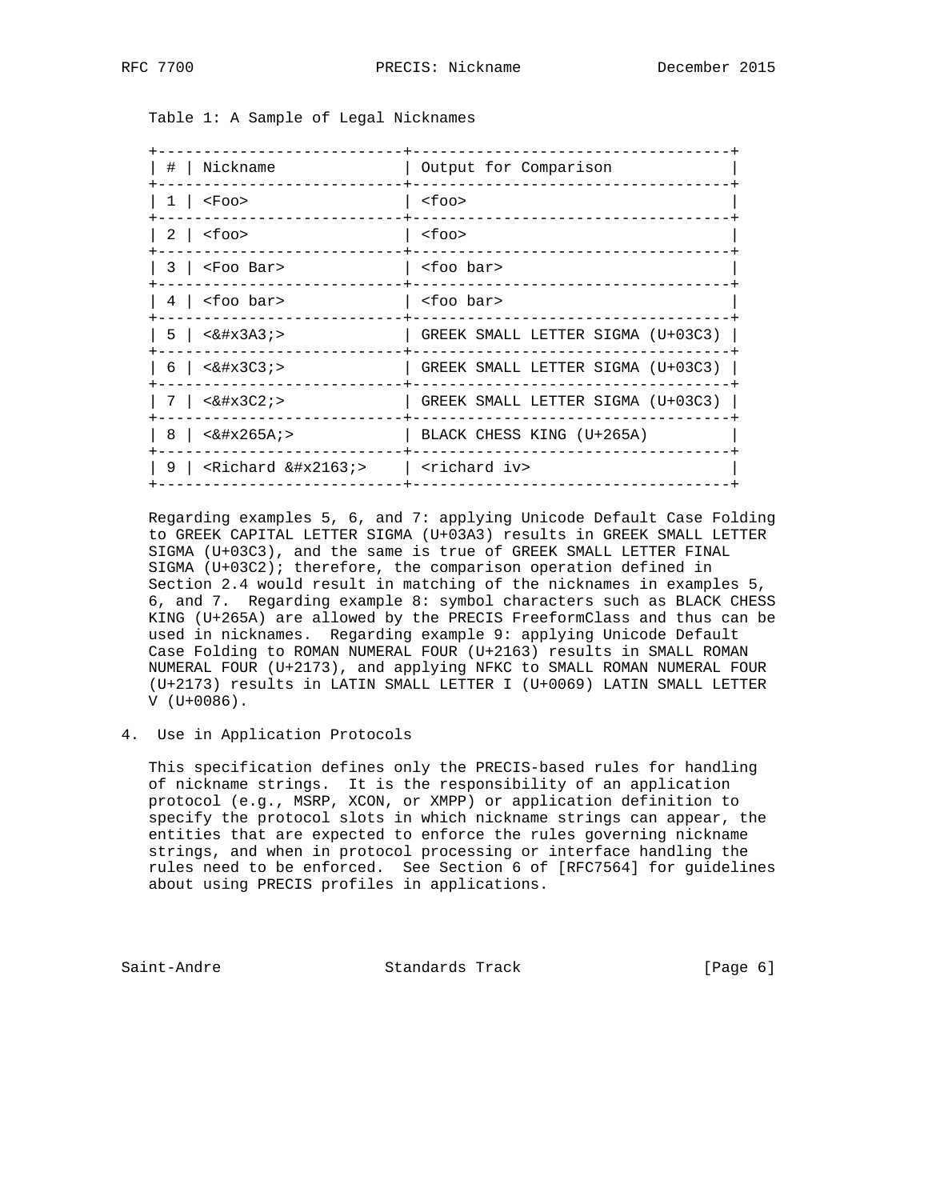Table 1: A Sample of Legal Nicknames

| # | Nickname | Output for Comparison |
|---|---|---|
| 1 | <Foo> | <foo> |
| 2 | <foo> | <foo> |
| 3 | <Foo Bar> | <foo bar> |
| 4 | <foo bar> | <foo bar> |
| 5 | <&#x3A3;> | GREEK SMALL LETTER SIGMA (U+03C3) |
| 6 | <&#x3C3;> | GREEK SMALL LETTER SIGMA (U+03C3) |
| 7 | <&#x3C2;> | GREEK SMALL LETTER SIGMA (U+03C3) |
| 8 | <&#x265A;> | BLACK CHESS KING (U+265A) |
| 9 | <Richard &#x2163;> | <richard iv> |

Regarding examples 5, 6, and 7: applying Unicode Default Case Folding to GREEK CAPITAL LETTER SIGMA (U+03A3) results in GREEK SMALL LETTER SIGMA (U+03C3), and the same is true of GREEK SMALL LETTER FINAL SIGMA (U+03C2); therefore, the comparison operation defined in Section 2.4 would result in matching of the nicknames in examples 5, 6, and 7. Regarding example 8: symbol characters such as BLACK CHESS KING (U+265A) are allowed by the PRECIS FreeformClass and thus can be used in nicknames. Regarding example 9: applying Unicode Default Case Folding to ROMAN NUMERAL FOUR (U+2163) results in SMALL ROMAN NUMERAL FOUR (U+2173), and applying NFKC to SMALL ROMAN NUMERAL FOUR (U+2173) results in LATIN SMALL LETTER I (U+0069) LATIN SMALL LETTER V (U+0086).

## 4. Use in Application Protocols

This specification defines only the PRECIS-based rules for handling of nickname strings. It is the responsibility of an application protocol (e.g., MSRP, XCON, or XMPP) or application definition to specify the protocol slots in which nickname strings can appear, the entities that are expected to enforce the rules governing nickname strings, and when in protocol processing or interface handling the rules need to be enforced. See Section 6 of [RFC7564] for guidelines about using PRECIS profiles in applications.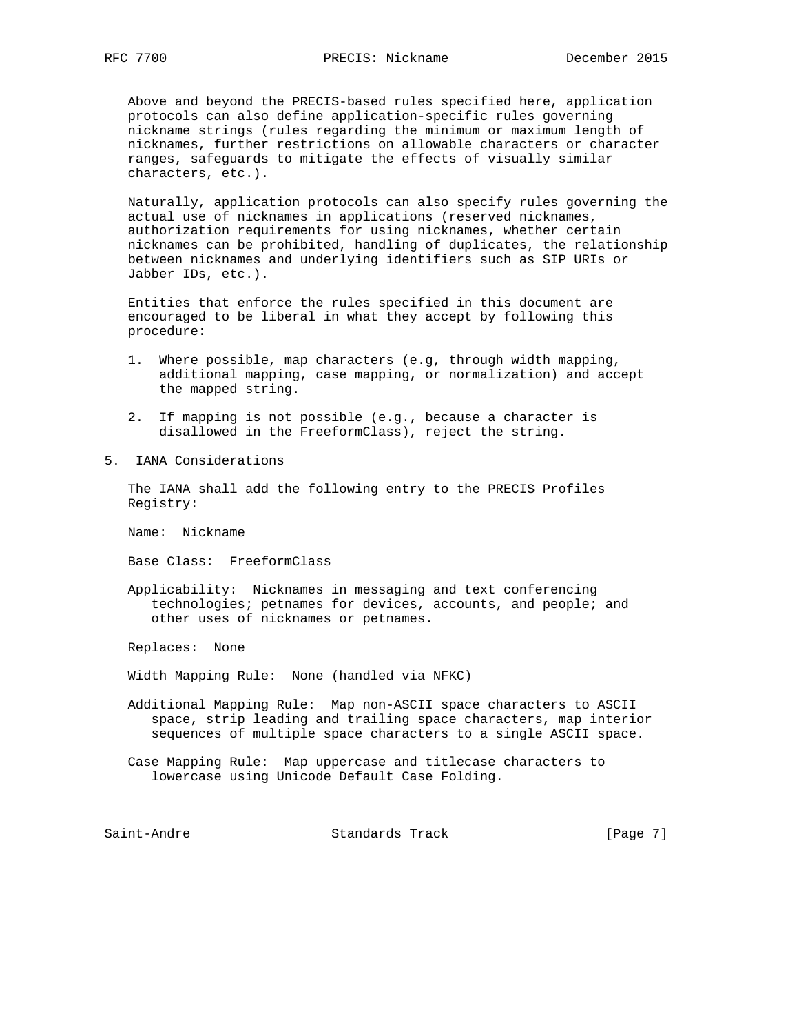Above and beyond the PRECIS-based rules specified here, application protocols can also define application-specific rules governing nickname strings (rules regarding the minimum or maximum length of nicknames, further restrictions on allowable characters or character ranges, safeguards to mitigate the effects of visually similar characters, etc.).

Naturally, application protocols can also specify rules governing the actual use of nicknames in applications (reserved nicknames, authorization requirements for using nicknames, whether certain nicknames can be prohibited, handling of duplicates, the relationship between nicknames and underlying identifiers such as SIP URIs or Jabber IDs, etc.).

Entities that enforce the rules specified in this document are encouraged to be liberal in what they accept by following this procedure:

1. Where possible, map characters (e.g, through width mapping, additional mapping, case mapping, or normalization) and accept the mapped string.

2. If mapping is not possible (e.g., because a character is disallowed in the FreeformClass), reject the string.

## 5. IANA Considerations

The IANA shall add the following entry to the PRECIS Profiles Registry:

Name: Nickname

Base Class: FreeformClass

Applicability: Nicknames in messaging and text conferencing technologies; petnames for devices, accounts, and people; and other uses of nicknames or petnames.

Replaces: None

Width Mapping Rule: None (handled via NFKC)

Additional Mapping Rule: Map non-ASCII space characters to ASCII space, strip leading and trailing space characters, map interior sequences of multiple space characters to a single ASCII space.

Case Mapping Rule: Map uppercase and titlecase characters to lowercase using Unicode Default Case Folding.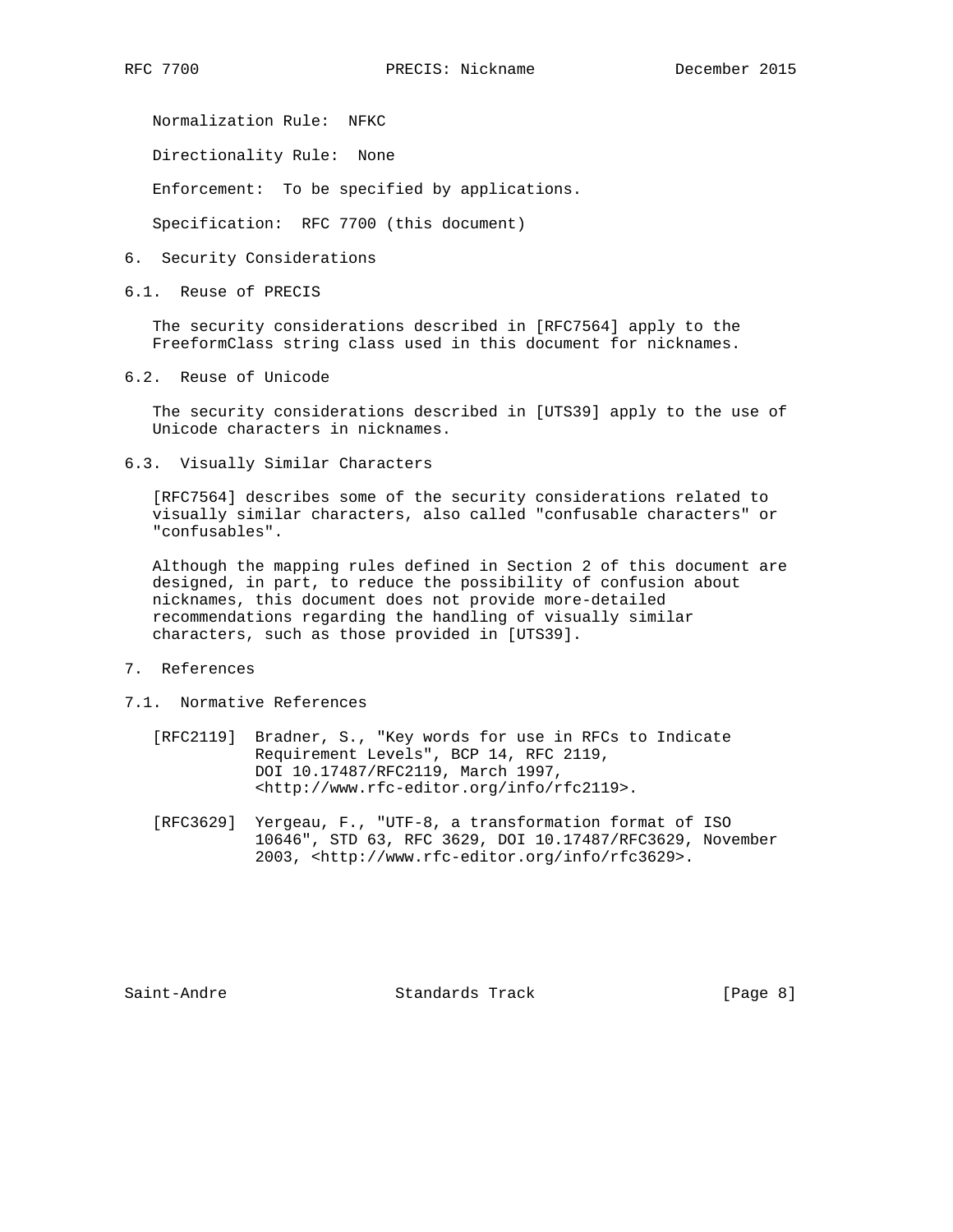Normalization Rule: NFKC

Directionality Rule: None

Enforcement: To be specified by applications.

Specification: RFC 7700 (this document)

# 6. Security Considerations

## 6.1. Reuse of PRECIS

The security considerations described in [RFC7564] apply to the FreeformClass string class used in this document for nicknames.

## 6.2. Reuse of Unicode

The security considerations described in [UTS39] apply to the use of Unicode characters in nicknames.

## 6.3. Visually Similar Characters

[RFC7564] describes some of the security considerations related to visually similar characters, also called "confusable characters" or "confusables".

Although the mapping rules defined in Section 2 of this document are designed, in part, to reduce the possibility of confusion about nicknames, this document does not provide more-detailed recommendations regarding the handling of visually similar characters, such as those provided in [UTS39].

# 7. References

## 7.1. Normative References

[RFC2119] Bradner, S., "Key words for use in RFCs to Indicate Requirement Levels", BCP 14, RFC 2119, DOI 10.17487/RFC2119, March 1997, <http://www.rfc-editor.org/info/rfc2119>.

[RFC3629] Yergeau, F., "UTF-8, a transformation format of ISO 10646", STD 63, RFC 3629, DOI 10.17487/RFC3629, November 2003, <http://www.rfc-editor.org/info/rfc3629>.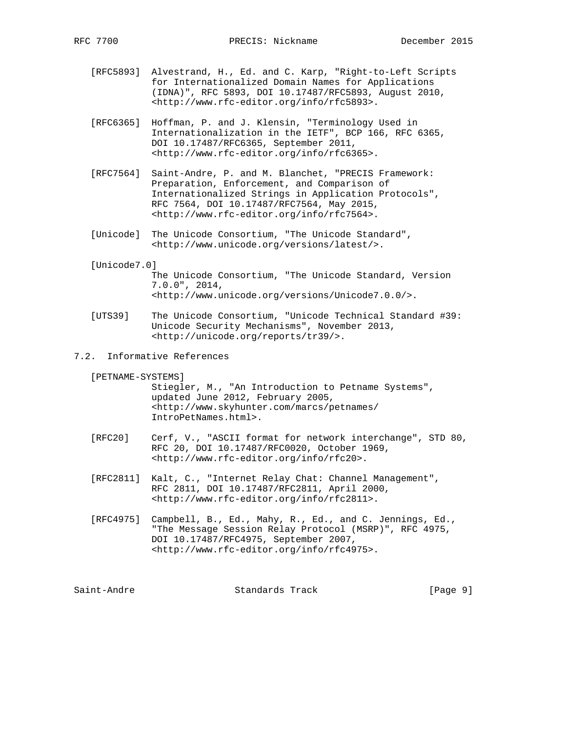[RFC5893] Alvestrand, H., Ed. and C. Karp, "Right-to-Left Scripts for Internationalized Domain Names for Applications (IDNA)", RFC 5893, DOI 10.17487/RFC5893, August 2010, <http://www.rfc-editor.org/info/rfc5893>.

[RFC6365] Hoffman, P. and J. Klensin, "Terminology Used in Internationalization in the IETF", BCP 166, RFC 6365, DOI 10.17487/RFC6365, September 2011, <http://www.rfc-editor.org/info/rfc6365>.

[RFC7564] Saint-Andre, P. and M. Blanchet, "PRECIS Framework: Preparation, Enforcement, and Comparison of Internationalized Strings in Application Protocols", RFC 7564, DOI 10.17487/RFC7564, May 2015, <http://www.rfc-editor.org/info/rfc7564>.

[Unicode] The Unicode Consortium, "The Unicode Standard", <http://www.unicode.org/versions/latest/>.

[Unicode7.0] The Unicode Consortium, "The Unicode Standard, Version 7.0.0", 2014, <http://www.unicode.org/versions/Unicode7.0.0/>.

[UTS39] The Unicode Consortium, "Unicode Technical Standard #39: Unicode Security Mechanisms", November 2013, <http://unicode.org/reports/tr39/>.

## 7.2. Informative References

[PETNAME-SYSTEMS] Stiegler, M., "An Introduction to Petname Systems", updated June 2012, February 2005, <http://www.skyhunter.com/marcs/petnames/IntroPetNames.html>.

[RFC20] Cerf, V., "ASCII format for network interchange", STD 80, RFC 20, DOI 10.17487/RFC0020, October 1969, <http://www.rfc-editor.org/info/rfc20>.

[RFC2811] Kalt, C., "Internet Relay Chat: Channel Management", RFC 2811, DOI 10.17487/RFC2811, April 2000, <http://www.rfc-editor.org/info/rfc2811>.

[RFC4975] Campbell, B., Ed., Mahy, R., Ed., and C. Jennings, Ed., "The Message Session Relay Protocol (MSRP)", RFC 4975, DOI 10.17487/RFC4975, September 2007, <http://www.rfc-editor.org/info/rfc4975>.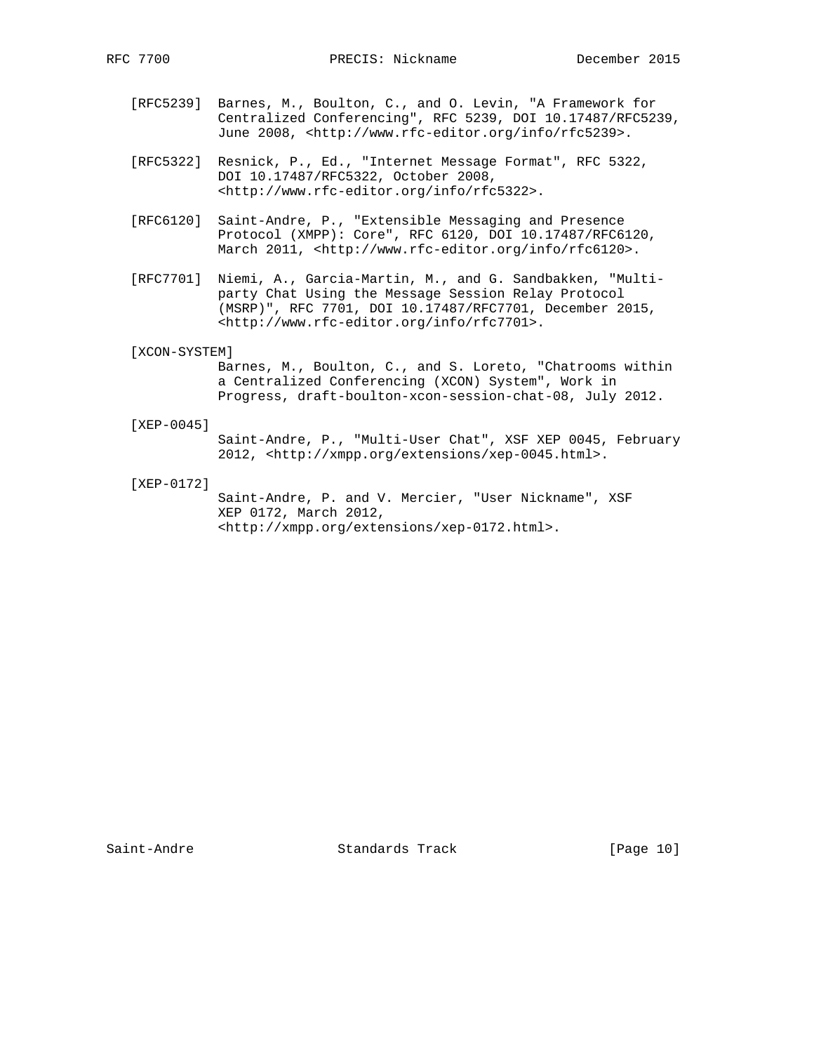[RFC5239] Barnes, M., Boulton, C., and O. Levin, "A Framework for Centralized Conferencing", RFC 5239, DOI 10.17487/RFC5239, June 2008, <http://www.rfc-editor.org/info/rfc5239>.

[RFC5322] Resnick, P., Ed., "Internet Message Format", RFC 5322, DOI 10.17487/RFC5322, October 2008, <http://www.rfc-editor.org/info/rfc5322>.

[RFC6120] Saint-Andre, P., "Extensible Messaging and Presence Protocol (XMPP): Core", RFC 6120, DOI 10.17487/RFC6120, March 2011, <http://www.rfc-editor.org/info/rfc6120>.

[RFC7701] Niemi, A., Garcia-Martin, M., and G. Sandbakken, "Multi-party Chat Using the Message Session Relay Protocol (MSRP)", RFC 7701, DOI 10.17487/RFC7701, December 2015, <http://www.rfc-editor.org/info/rfc7701>.

[XCON-SYSTEM] Barnes, M., Boulton, C., and S. Loreto, "Chatrooms within a Centralized Conferencing (XCON) System", Work in Progress, draft-boulton-xcon-session-chat-08, July 2012.

[XEP-0045] Saint-Andre, P., "Multi-User Chat", XSF XEP 0045, February 2012, <http://xmpp.org/extensions/xep-0045.html>.

[XEP-0172] Saint-Andre, P. and V. Mercier, "User Nickname", XSF XEP 0172, March 2012, <http://xmpp.org/extensions/xep-0172.html>.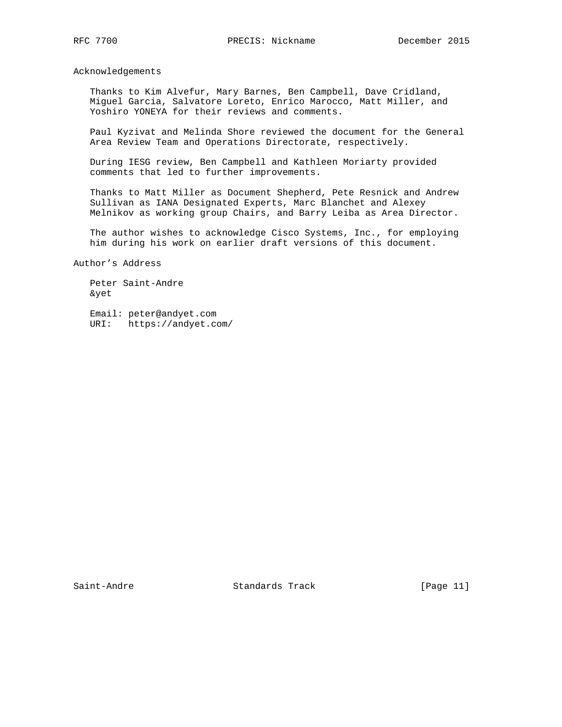## Acknowledgements

Thanks to Kim Alvefur, Mary Barnes, Ben Campbell, Dave Cridland, Miguel Garcia, Salvatore Loreto, Enrico Marocco, Matt Miller, and Yoshiro YONEYA for their reviews and comments.

Paul Kyzivat and Melinda Shore reviewed the document for the General Area Review Team and Operations Directorate, respectively.

During IESG review, Ben Campbell and Kathleen Moriarty provided comments that led to further improvements.

Thanks to Matt Miller as Document Shepherd, Pete Resnick and Andrew Sullivan as IANA Designated Experts, Marc Blanchet and Alexey Melnikov as working group Chairs, and Barry Leiba as Area Director.

The author wishes to acknowledge Cisco Systems, Inc., for employing him during his work on earlier draft versions of this document.

## Author's Address

Peter Saint-Andre
&yet

Email: peter@andyet.com
URI: https://andyet.com/